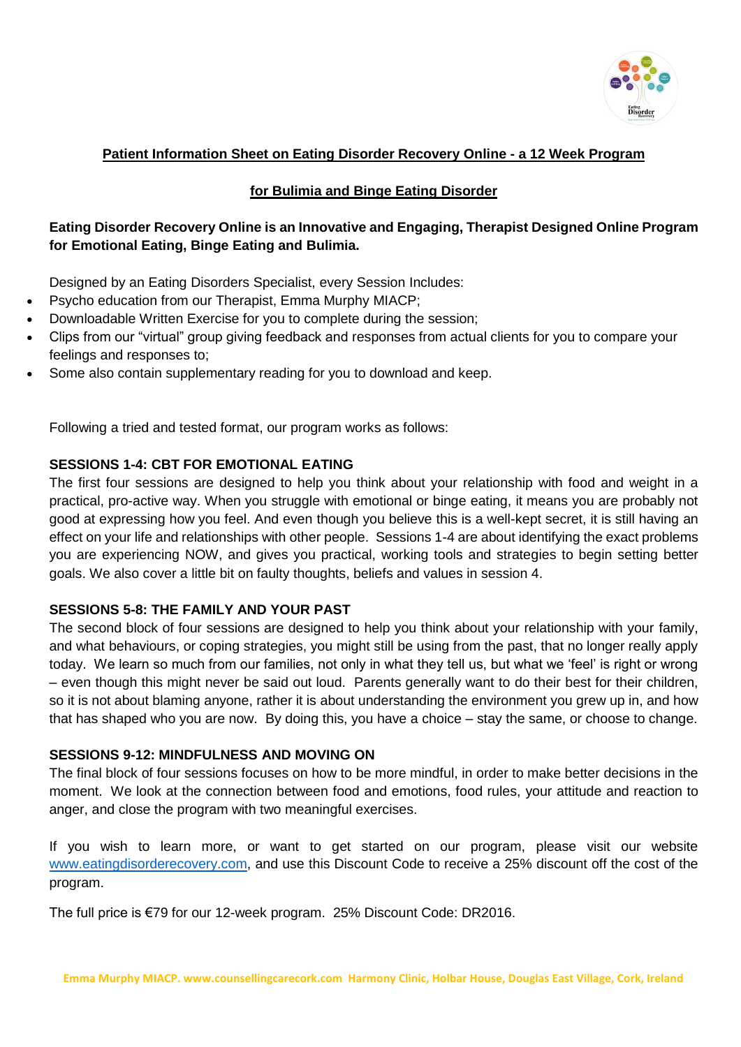## Patient Information Sheet on Eating Disorder Recovery Online - a 12 Week Program

## for Bulimia and Binge Eating Disorder

**Eating Disorder Recovery Online is an Innovative and Engaging, Therapist Designed Online Program for Emotional Eating, Binge Eating and Bulimia.**

Designed by an Eating Disorders Specialist, every Session Includes:

- Psycho education from our Therapist, Emma Murphy MIACP;
- Downloadable Written Exercise for you to complete during the session;
- Clips from our "virtual" group giving feedback and responses from actual clients for you to compare your feelings and responses to;
- Some also contain supplementary reading for you to download and keep.

Following a tried and tested format, our program works as follows:

### SESSIONS 1-4: CBT FOR EMOTIONAL EATING

The first four sessions are designed to help you think about your relationship with food and weight in a practical, pro-active way. When you struggle with emotional or binge eating, it means you are probably not good at expressing how you feel. And even though you believe this is a well-kept secret, it is still having an effect on your life and relationships with other people. Sessions 1-4 are about identifying the exact problems you are experiencing NOW, and gives you practical, working tools and strategies to begin setting better goals. We also cover a little bit on faulty thoughts, beliefs and values in session 4.

### SESSIONS 5-8: THE FAMILY AND YOUR PAST

The second block of four sessions are designed to help you think about your relationship with your family, and what behaviours, or coping strategies, you might still be using from the past, that no longer really apply today. We learn so much from our families, not only in what they tell us, but what we 'feel' is right or wrong – even though this might never be said out loud. Parents generally want to do their best for their children, so it is not about blaming anyone, rather it is about understanding the environment you grew up in, and how that has shaped who you are now. By doing this, you have a choice – stay the same, or choose to change.

### SESSIONS 9-12: MINDFULNESS AND MOVING ON

The final block of four sessions focuses on how to be more mindful, in order to make better decisions in the moment. We look at the connection between food and emotions, food rules, your attitude and reaction to anger, and close the program with two meaningful exercises.

If you wish to learn more, or want to get started on our program, please visit our website www.eatingdisorderecovery.com, and use this Discount Code to receive a 25% discount off the cost of the program.

The full price is €79 for our 12-week program. 25% Discount Code: DR2016.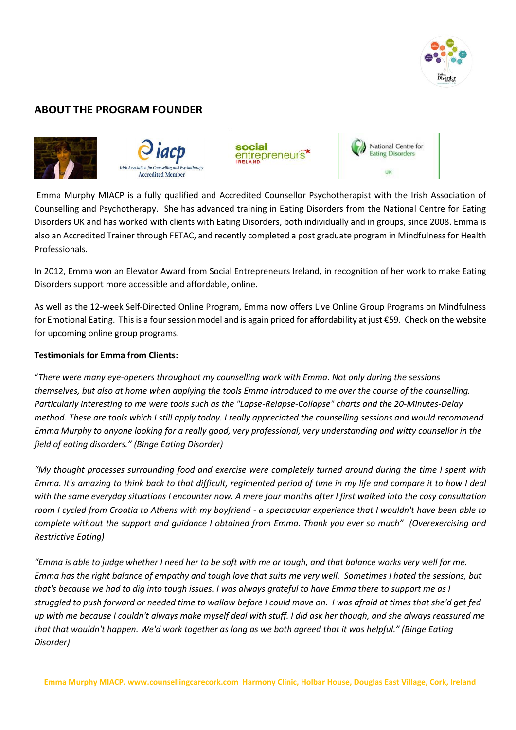## ABOUT THE PROGRAM FOUNDER

Emma Murphy MIACP is a fully qualified and Accredited Counsellor Psychotherapist with the Irish Association of Counselling and Psychotherapy. She has advanced training in Eating Disorders from the National Centre for Eating Disorders UK and has worked with clients with Eating Disorders, both individually and in groups, since 2008. Emma is also an Accredited Trainer through FETAC, and recently completed a post graduate program in Mindfulness for Health Professionals.

In 2012, Emma won an Elevator Award from Social Entrepreneurs Ireland, in recognition of her work to make Eating Disorders support more accessible and affordable, online.

As well as the 12-week Self-Directed Online Program, Emma now offers Live Online Group Programs on Mindfulness for Emotional Eating. This is a four session model and is again priced for affordability at just €59. Check on the website for upcoming online group programs.

**Testimonials for Emma from Clients:**

"*There were many eye-openers throughout my counselling work with Emma. Not only during the sessions themselves, but also at home when applying the tools Emma introduced to me over the course of the counselling. Particularly interesting to me were tools such as the "Lapse-Relapse-Collapse" charts and the 20-Minutes-Delay method. These are tools which I still apply today. I really appreciated the counselling sessions and would recommend Emma Murphy to anyone looking for a really good, very professional, very understanding and witty counsellor in the field of eating disorders." (Binge Eating Disorder)*

*"My thought processes surrounding food and exercise were completely turned around during the time I spent with Emma. It's amazing to think back to that difficult, regimented period of time in my life and compare it to how I deal with the same everyday situations I encounter now. A mere four months after I first walked into the cosy consultation room I cycled from Croatia to Athens with my boyfriend - a spectacular experience that I wouldn't have been able to complete without the support and guidance I obtained from Emma. Thank you ever so much" (Overexercising and Restrictive Eating)*

*"Emma is able to judge whether I need her to be soft with me or tough, and that balance works very well for me. Emma has the right balance of empathy and tough love that suits me very well. Sometimes I hated the sessions, but that's because we had to dig into tough issues. I was always grateful to have Emma there to support me as I struggled to push forward or needed time to wallow before I could move on. I was afraid at times that she'd get fed up with me because I couldn't always make myself deal with stuff. I did ask her though, and she always reassured me that that wouldn't happen. We'd work together as long as we both agreed that it was helpful." (Binge Eating Disorder)*